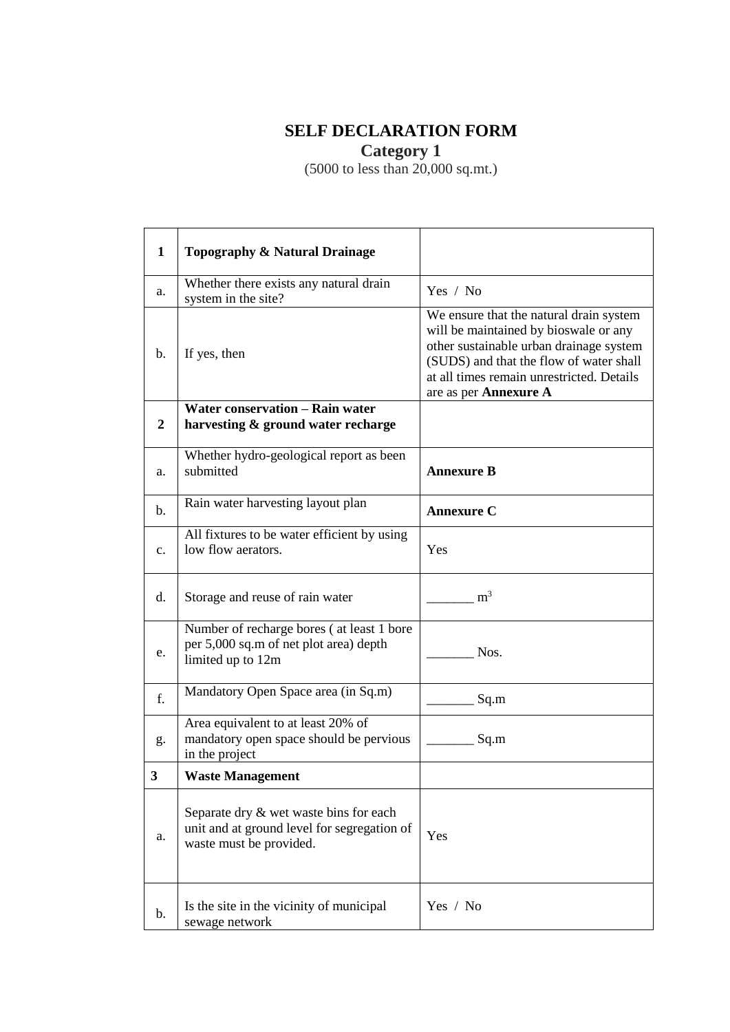# SELF DECLARATION FORM

## Category 1

(5000 to less than 20,000 sq.mt.)

| | | |
|---|---|---|
| **1** | **Topography & Natural Drainage** | |
| a. | Whether there exists any natural drain system in the site? | Yes / No |
| b. | If yes, then | We ensure that the natural drain system will be maintained by bioswale or any other sustainable urban drainage system (SUDS) and that the flow of water shall at all times remain unrestricted. Details are as per **Annexure A** |
| **2** | **Water conservation – Rain water harvesting & ground water recharge** | |
| a. | Whether hydro-geological report as been submitted | **Annexure B** |
| b. | Rain water harvesting layout plan | **Annexure C** |
| c. | All fixtures to be water efficient by using low flow aerators. | Yes |
| d. | Storage and reuse of rain water | _______ $m^3$ |
| e. | Number of recharge bores ( at least 1 bore per 5,000 sq.m of net plot area) depth limited up to 12m | _______ Nos. |
| f. | Mandatory Open Space area (in Sq.m) | _______ Sq.m |
| g. | Area equivalent to at least 20% of mandatory open space should be pervious in the project | _______ Sq.m |
| **3** | **Waste Management** | |
| a. | Separate dry & wet waste bins for each unit and at ground level for segregation of waste must be provided. | Yes |
| b. | Is the site in the vicinity of municipal sewage network | Yes / No |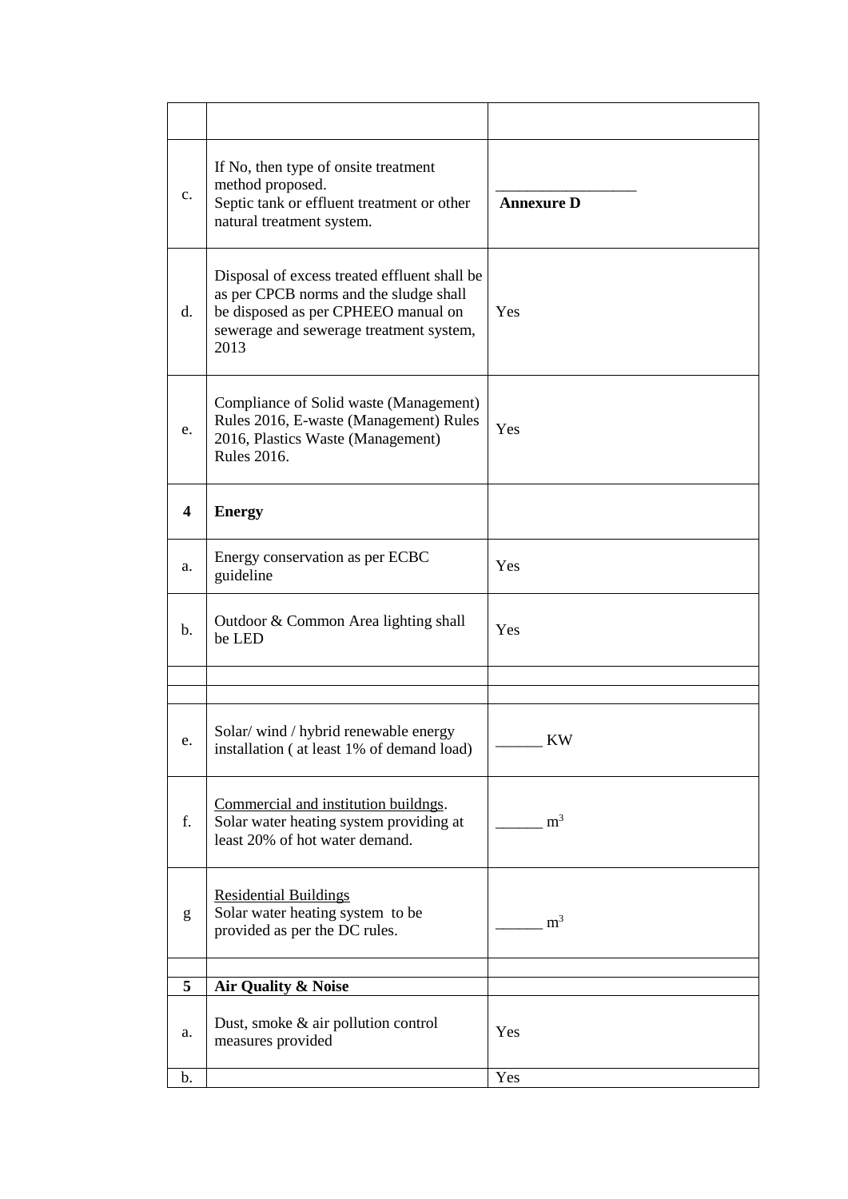| | | |
|---|---|---|
| c. | If No, then type of onsite treatment method proposed.<br>Septic tank or effluent treatment or other natural treatment system. | _________________<br>**Annexure D** |
| d. | Disposal of excess treated effluent shall be as per CPCB norms and the sludge shall be disposed as per CPHEEO manual on sewerage and sewerage treatment system, 2013 | Yes |
| e. | Compliance of Solid waste (Management) Rules 2016, E-waste (Management) Rules 2016, Plastics Waste (Management) Rules 2016. | Yes |
| **4** | **Energy** | |
| a. | Energy conservation as per ECBC guideline | Yes |
| b. | Outdoor & Common Area lighting shall be LED | Yes |
| | | |
| | | |
| e. | Solar/ wind / hybrid renewable energy installation ( at least 1% of demand load) | ______ KW |
| f. | Commercial and institution buildngs.<br>Solar water heating system providing at least 20% of hot water demand. | ______ $m^3$ |
| g | Residential Buildings<br>Solar water heating system to be provided as per the DC rules. | ______ $m^3$ |
| | | |
| **5** | **Air Quality & Noise** | |
| a. | Dust, smoke & air pollution control measures provided | Yes |
| b. | | Yes |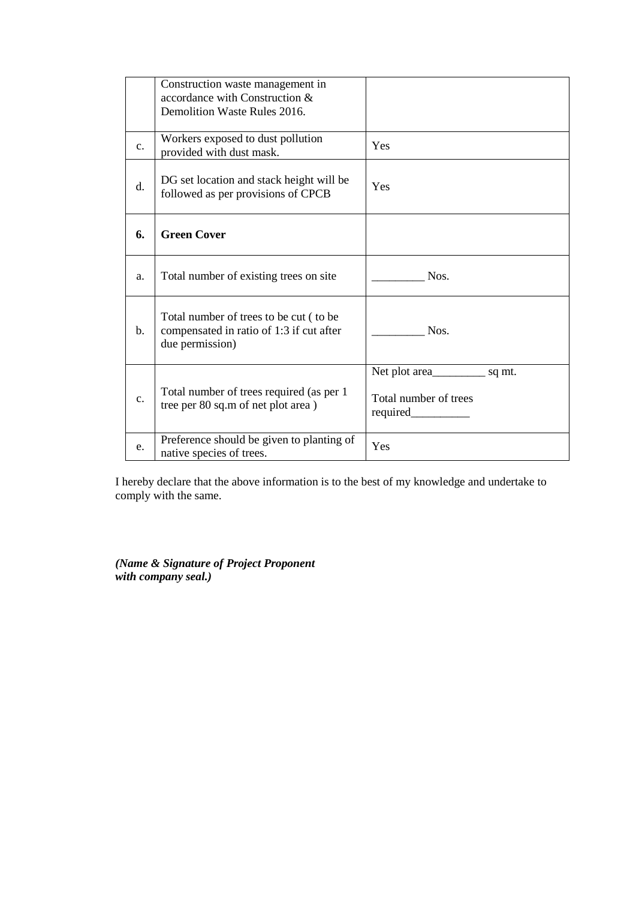| | | |
|---|---|---|
| | Construction waste management in accordance with Construction & Demolition Waste Rules 2016. | |
| c. | Workers exposed to dust pollution provided with dust mask. | Yes |
| d. | DG set location and stack height will be followed as per provisions of CPCB | Yes |
| **6.** | **Green Cover** | |
| a. | Total number of existing trees on site | _________ Nos. |
| b. | Total number of trees to be cut ( to be compensated in ratio of 1:3 if cut after due permission) | _________ Nos. |
| c. | Total number of trees required (as per 1 tree per 80 sq.m of net plot area ) | Net plot area_________ sq mt.<br><br>Total number of trees required__________ |
| e. | Preference should be given to planting of native species of trees. | Yes |

I hereby declare that the above information is to the best of my knowledge and undertake to comply with the same.

***(Name & Signature of Project Proponent with company seal.)***